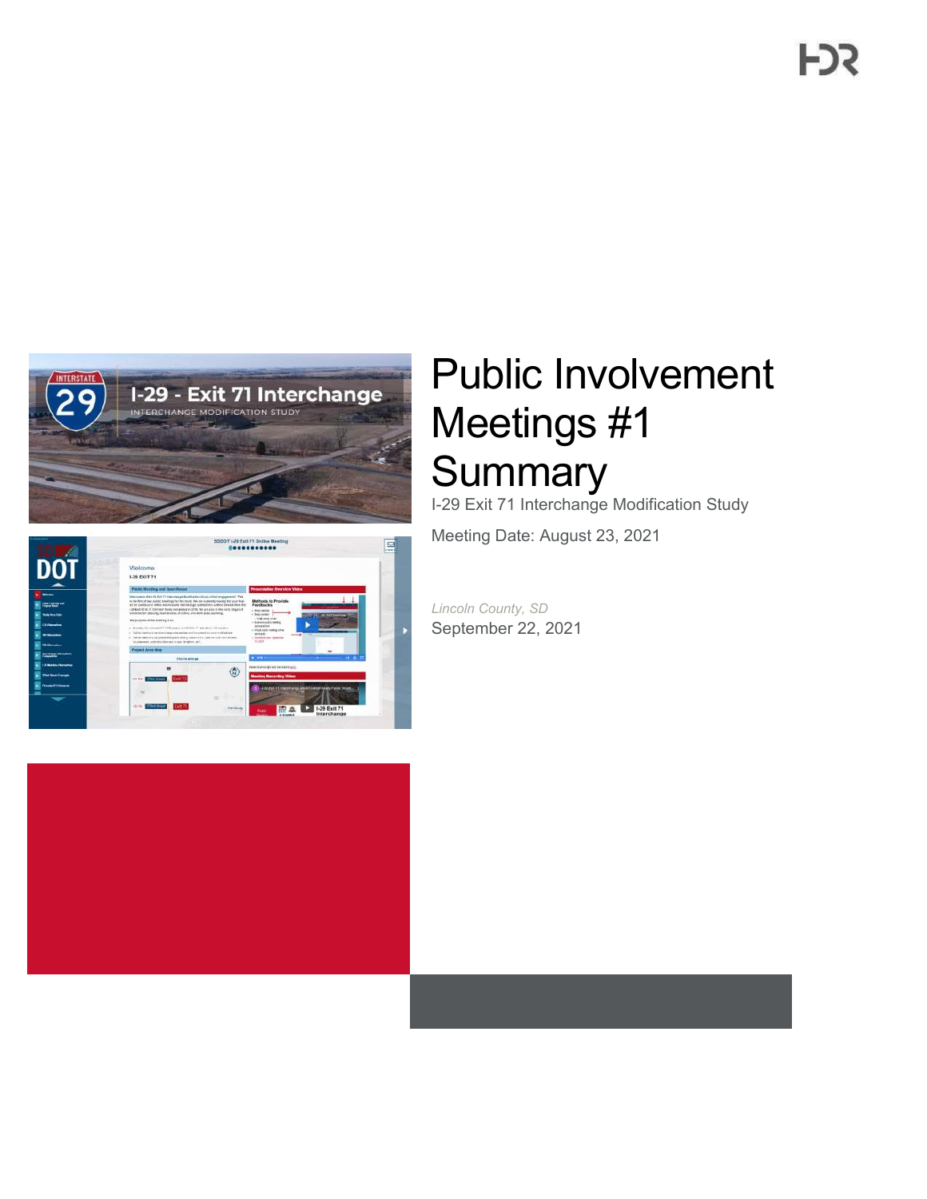# Public Involvement Meetings #1 Summary

I-29 Exit 71 Interchange Modification Study

Meeting Date: August 23, 2021

*Lincoln County, SD*

September 22, 2021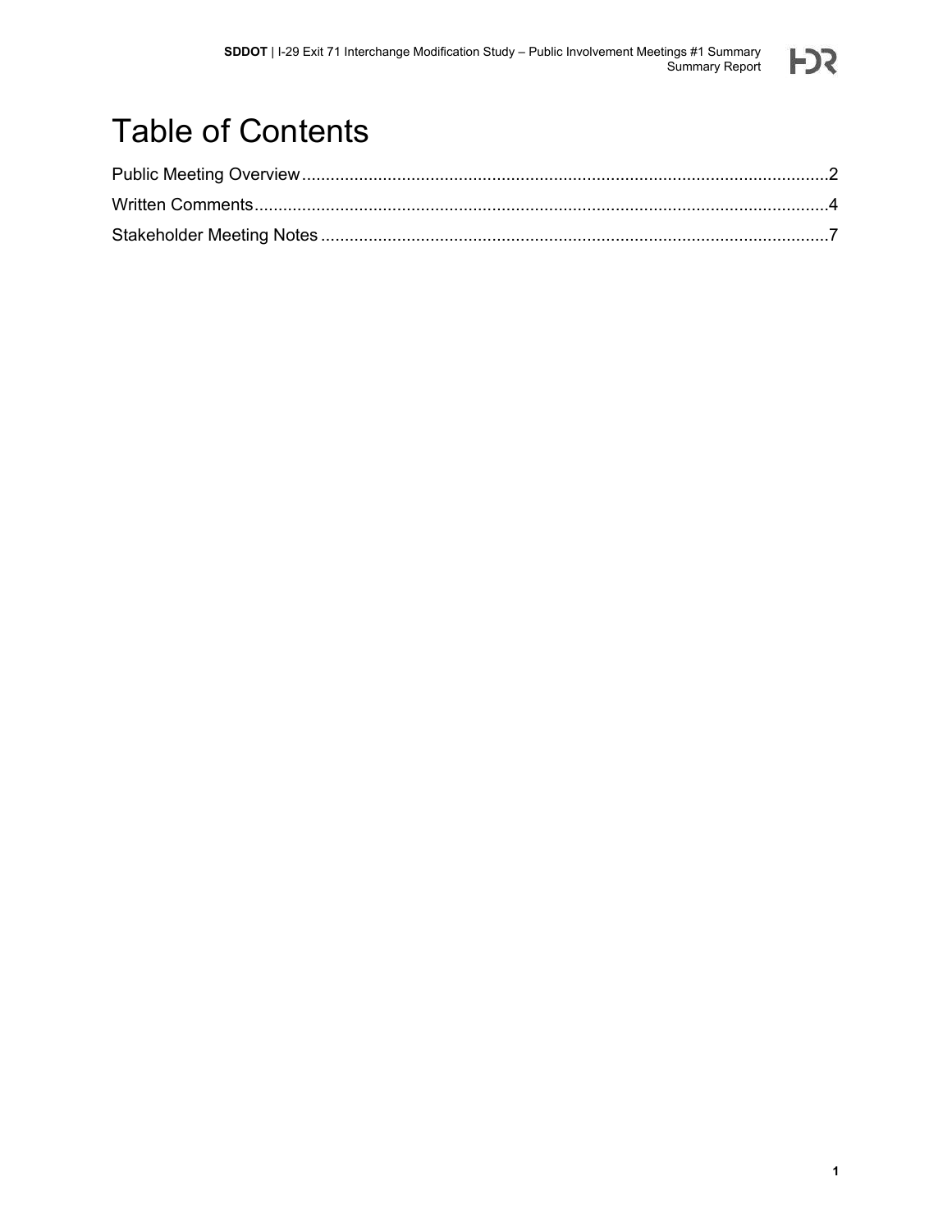# Table of Contents

Public Meeting Overview ............................................................................................................2

Written Comments.....................................................................................................................4

Stakeholder Meeting Notes .......................................................................................................7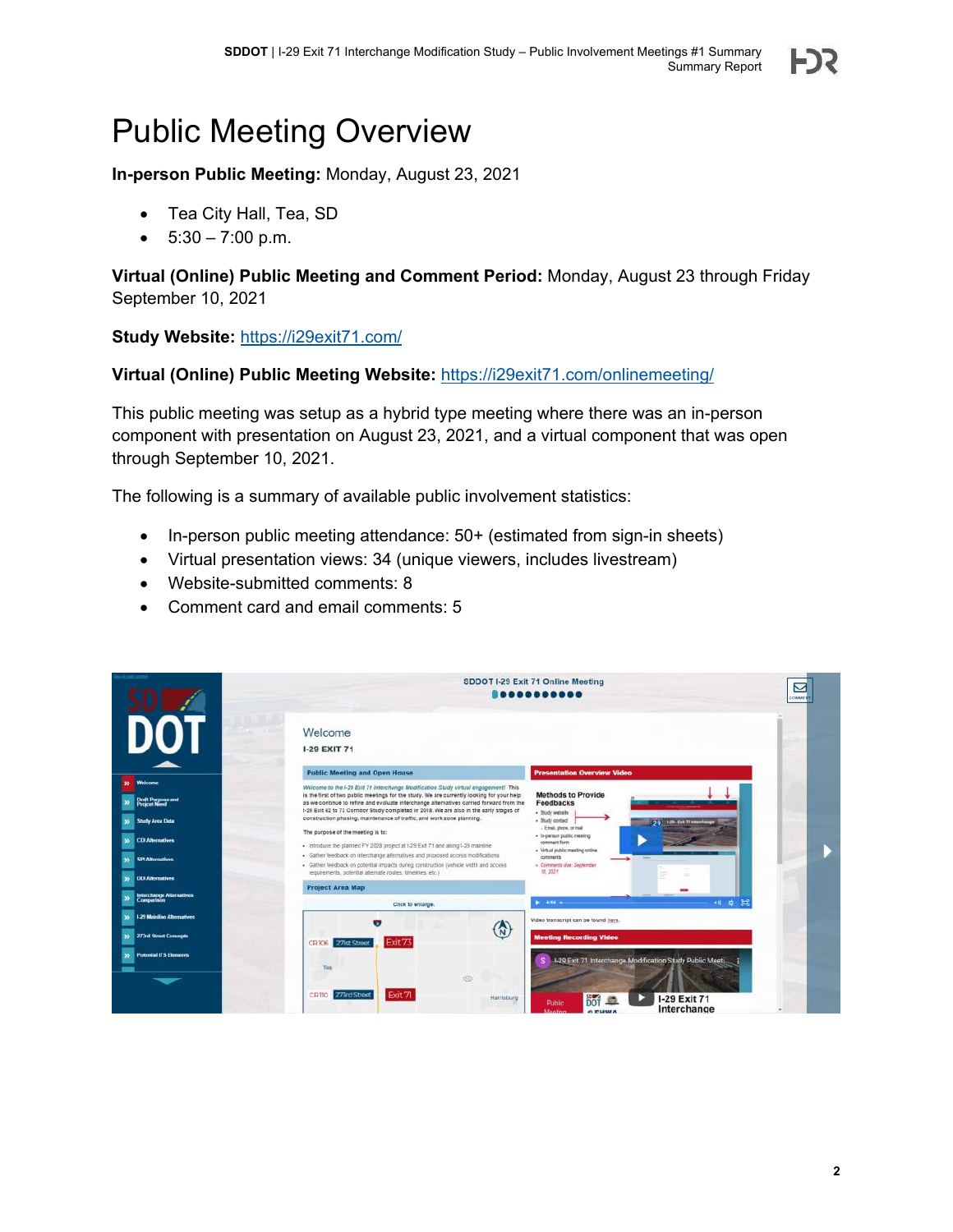# Public Meeting Overview

**In-person Public Meeting:** Monday, August 23, 2021

- Tea City Hall, Tea, SD
- 5:30 – 7:00 p.m.

**Virtual (Online) Public Meeting and Comment Period:** Monday, August 23 through Friday September 10, 2021

**Study Website:** https://i29exit71.com/

**Virtual (Online) Public Meeting Website:** https://i29exit71.com/onlinemeeting/

This public meeting was setup as a hybrid type meeting where there was an in-person component with presentation on August 23, 2021, and a virtual component that was open through September 10, 2021.

The following is a summary of available public involvement statistics:

- In-person public meeting attendance: 50+ (estimated from sign-in sheets)
- Virtual presentation views: 34 (unique viewers, includes livestream)
- Website-submitted comments: 8
- Comment card and email comments: 5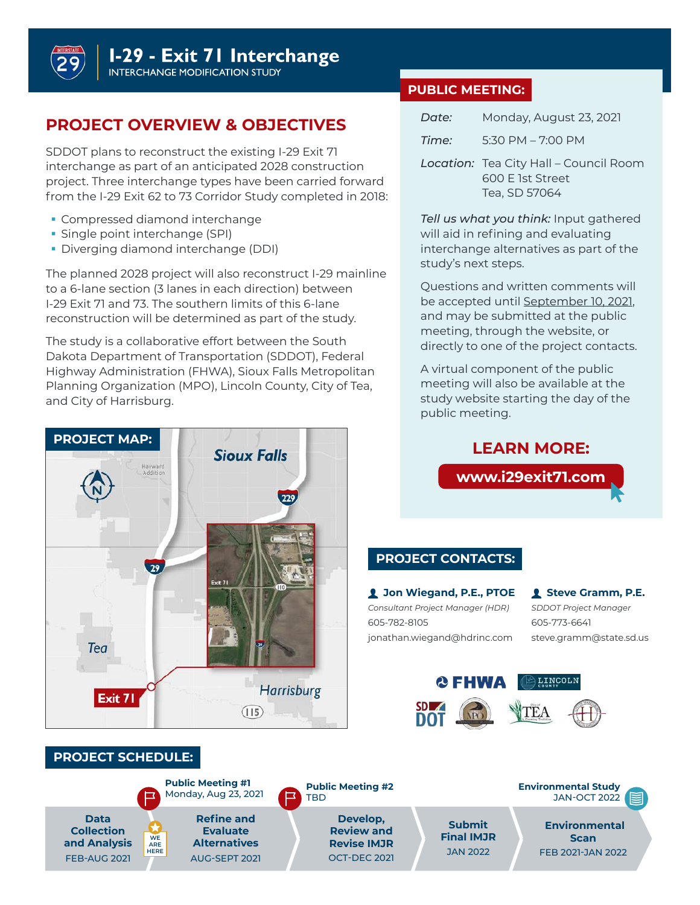# I-29 - Exit 71 Interchange

INTERCHANGE MODIFICATION STUDY

## PROJECT OVERVIEW & OBJECTIVES

SDDOT plans to reconstruct the existing I-29 Exit 71 interchange as part of an anticipated 2028 construction project. Three interchange types have been carried forward from the I-29 Exit 62 to 73 Corridor Study completed in 2018:

- Compressed diamond interchange
- Single point interchange (SPI)
- Diverging diamond interchange (DDI)

The planned 2028 project will also reconstruct I-29 mainline to a 6-lane section (3 lanes in each direction) between I-29 Exit 71 and 73. The southern limits of this 6-lane reconstruction will be determined as part of the study.

The study is a collaborative effort between the South Dakota Department of Transportation (SDDOT), Federal Highway Administration (FHWA), Sioux Falls Metropolitan Planning Organization (MPO), Lincoln County, City of Tea, and City of Harrisburg.

## PROJECT MAP:

Sioux Falls

Tea

Harrisburg

Exit 71

## PUBLIC MEETING:

*Date:* Monday, August 23, 2021

*Time:* 5:30 PM – 7:00 PM

*Location:* Tea City Hall – Council Room
600 E 1st Street
Tea, SD 57064

*Tell us what you think:* Input gathered will aid in refining and evaluating interchange alternatives as part of the study's next steps.

Questions and written comments will be accepted until September 10, 2021, and may be submitted at the public meeting, through the website, or directly to one of the project contacts.

A virtual component of the public meeting will also be available at the study website starting the day of the public meeting.

## LEARN MORE:

**www.i29exit71.com**

## PROJECT CONTACTS:

**Jon Wiegand, P.E., PTOE**
*Consultant Project Manager (HDR)*
605-782-8105
jonathan.wiegand@hdrinc.com

**Steve Gramm, P.E.**
*SDDOT Project Manager*
605-773-6641
steve.gramm@state.sd.us

## PROJECT SCHEDULE:

- **Data Collection and Analysis** — FEB-AUG 2021 (WE ARE HERE)
- **Public Meeting #1** — Monday, Aug 23, 2021
- **Refine and Evaluate Alternatives** — AUG-SEPT 2021
- **Public Meeting #2** — TBD
- **Develop, Review and Revise IMJR** — OCT-DEC 2021
- **Submit Final IMJR** — JAN 2022
- **Environmental Scan** — FEB 2021-JAN 2022
- **Environmental Study** — JAN-OCT 2022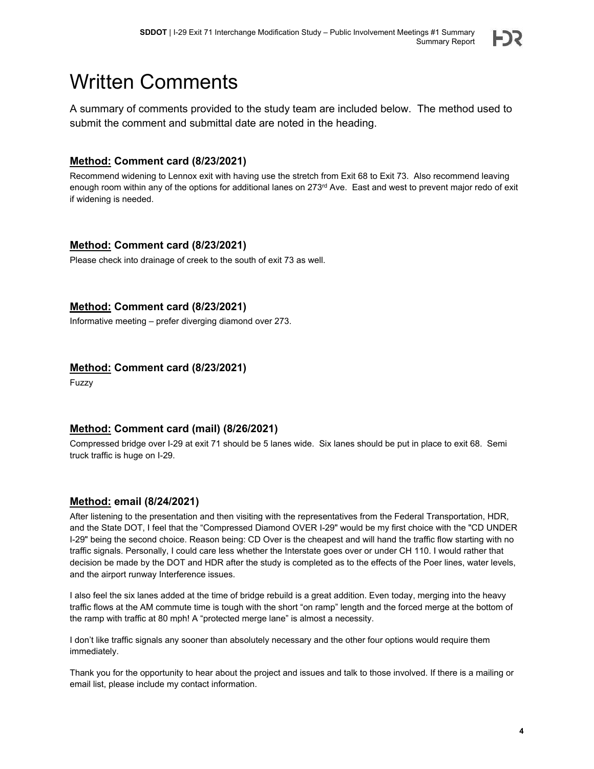# Written Comments

A summary of comments provided to the study team are included below. The method used to submit the comment and submittal date are noted in the heading.

### **Method:** Comment card (8/23/2021)

Recommend widening to Lennox exit with having use the stretch from Exit 68 to Exit 73. Also recommend leaving enough room within any of the options for additional lanes on 273rd Ave. East and west to prevent major redo of exit if widening is needed.

### **Method:** Comment card (8/23/2021)

Please check into drainage of creek to the south of exit 73 as well.

### **Method:** Comment card (8/23/2021)

Informative meeting – prefer diverging diamond over 273.

### **Method:** Comment card (8/23/2021)

Fuzzy

### **Method:** Comment card (mail) (8/26/2021)

Compressed bridge over I-29 at exit 71 should be 5 lanes wide. Six lanes should be put in place to exit 68. Semi truck traffic is huge on I-29.

### **Method:** email (8/24/2021)

After listening to the presentation and then visiting with the representatives from the Federal Transportation, HDR, and the State DOT, I feel that the "Compressed Diamond OVER I-29" would be my first choice with the "CD UNDER I-29" being the second choice. Reason being: CD Over is the cheapest and will hand the traffic flow starting with no traffic signals. Personally, I could care less whether the Interstate goes over or under CH 110. I would rather that decision be made by the DOT and HDR after the study is completed as to the effects of the Poer lines, water levels, and the airport runway Interference issues.

I also feel the six lanes added at the time of bridge rebuild is a great addition. Even today, merging into the heavy traffic flows at the AM commute time is tough with the short "on ramp" length and the forced merge at the bottom of the ramp with traffic at 80 mph! A "protected merge lane" is almost a necessity.

I don't like traffic signals any sooner than absolutely necessary and the other four options would require them immediately.

Thank you for the opportunity to hear about the project and issues and talk to those involved. If there is a mailing or email list, please include my contact information.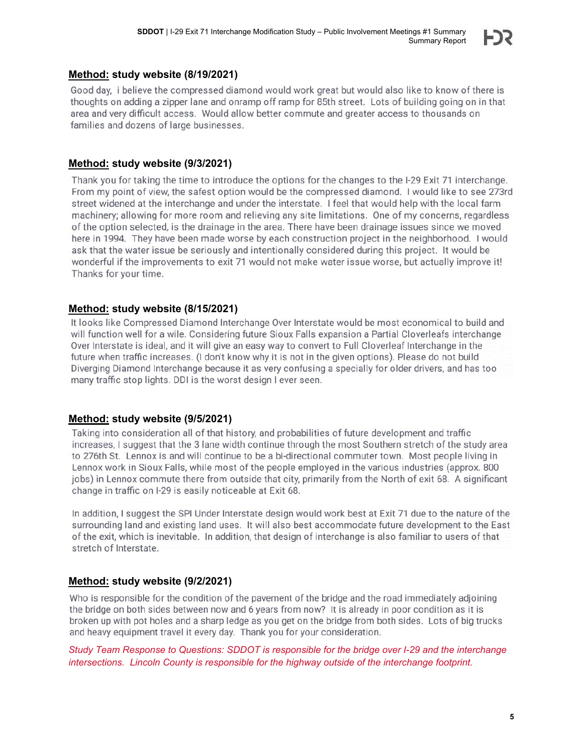**Method: study website (8/19/2021)**

Good day, i believe the compressed diamond would work great but would also like to know of there is thoughts on adding a zipper lane and onramp off ramp for 85th street. Lots of building going on in that area and very difficult access. Would allow better commute and greater access to thousands on families and dozens of large businesses.

**Method: study website (9/3/2021)**

Thank you for taking the time to introduce the options for the changes to the I-29 Exit 71 interchange. From my point of view, the safest option would be the compressed diamond. I would like to see 273rd street widened at the interchange and under the interstate. I feel that would help with the local farm machinery; allowing for more room and relieving any site limitations. One of my concerns, regardless of the option selected, is the drainage in the area. There have been drainage issues since we moved here in 1994. They have been made worse by each construction project in the neighborhood. I would ask that the water issue be seriously and intentionally considered during this project. It would be wonderful if the improvements to exit 71 would not make water issue worse, but actually improve it! Thanks for your time.

**Method: study website (8/15/2021)**

It looks like Compressed Diamond Interchange Over Interstate would be most economical to build and will function well for a wile. Considering future Sioux Falls expansion a Partial Cloverleafs interchange Over Interstate is ideal, and it will give an easy way to convert to Full Cloverleaf Interchange in the future when traffic increases. (I don't know why it is not in the given options). Please do not build Diverging Diamond Interchange because it as very confusing a specially for older drivers, and has too many traffic stop lights. DDI is the worst design I ever seen.

**Method: study website (9/5/2021)**

Taking into consideration all of that history, and probabilities of future development and traffic increases, I suggest that the 3 lane width continue through the most Southern stretch of the study area to 276th St. Lennox is and will continue to be a bi-directional commuter town. Most people living in Lennox work in Sioux Falls, while most of the people employed in the various industries (approx. 800 jobs) in Lennox commute there from outside that city, primarily from the North of exit 68. A significant change in traffic on I-29 is easily noticeable at Exit 68.

In addition, I suggest the SPI Under Interstate design would work best at Exit 71 due to the nature of the surrounding land and existing land uses. It will also best accommodate future development to the East of the exit, which is inevitable. In addition, that design of interchange is also familiar to users of that stretch of Interstate.

**Method: study website (9/2/2021)**

Who is responsible for the condition of the pavement of the bridge and the road immediately adjoining the bridge on both sides between now and 6 years from now? It is already in poor condition as it is broken up with pot holes and a sharp ledge as you get on the bridge from both sides. Lots of big trucks and heavy equipment travel it every day. Thank you for your consideration.

*Study Team Response to Questions: SDDOT is responsible for the bridge over I-29 and the interchange intersections. Lincoln County is responsible for the highway outside of the interchange footprint.*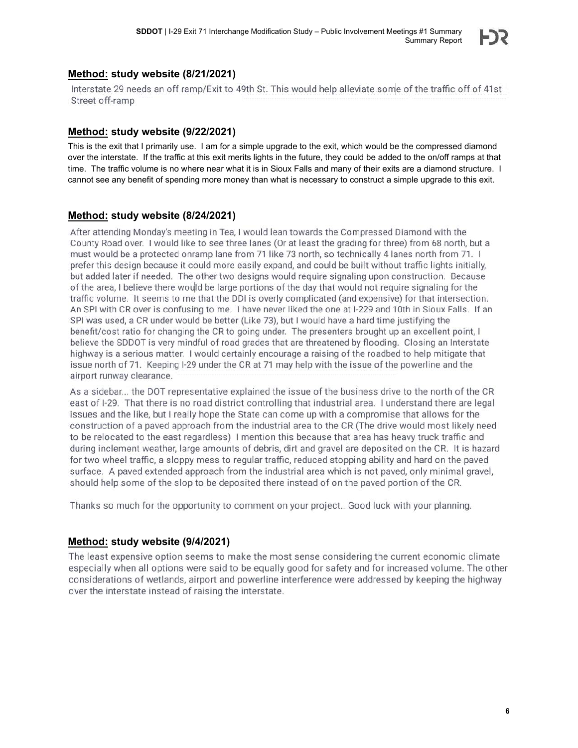## **Method:** study website (8/21/2021)

Interstate 29 needs an off ramp/Exit to 49th St. This would help alleviate some of the traffic off of 41st Street off-ramp

## **Method:** study website (9/22/2021)

This is the exit that I primarily use. I am for a simple upgrade to the exit, which would be the compressed diamond over the interstate. If the traffic at this exit merits lights in the future, they could be added to the on/off ramps at that time. The traffic volume is no where near what it is in Sioux Falls and many of their exits are a diamond structure. I cannot see any benefit of spending more money than what is necessary to construct a simple upgrade to this exit.

## **Method:** study website (8/24/2021)

After attending Monday's meeting in Tea, I would lean towards the Compressed Diamond with the County Road over. I would like to see three lanes (Or at least the grading for three) from 68 north, but a must would be a protected onramp lane from 71 like 73 north, so technically 4 lanes north from 71. I prefer this design because it could more easily expand, and could be built without traffic lights initially, but added later if needed. The other two designs would require signaling upon construction. Because of the area, I believe there would be large portions of the day that would not require signaling for the traffic volume. It seems to me that the DDI is overly complicated (and expensive) for that intersection. An SPI with CR over is confusing to me. I have never liked the one at I-229 and 10th in Sioux Falls. If an SPI was used, a CR under would be better (Like 73), but I would have a hard time justifying the benefit/cost ratio for changing the CR to going under. The presenters brought up an excellent point, I believe the SDDOT is very mindful of road grades that are threatened by flooding. Closing an Interstate highway is a serious matter. I would certainly encourage a raising of the roadbed to help mitigate that issue north of 71. Keeping I-29 under the CR at 71 may help with the issue of the powerline and the airport runway clearance.

As a sidebar... the DOT representative explained the issue of the business drive to the north of the CR east of I-29. That there is no road district controlling that industrial area. I understand there are legal issues and the like, but I really hope the State can come up with a compromise that allows for the construction of a paved approach from the industrial area to the CR (The drive would most likely need to be relocated to the east regardless) I mention this because that area has heavy truck traffic and during inclement weather, large amounts of debris, dirt and gravel are deposited on the CR. It is hazard for two wheel traffic, a sloppy mess to regular traffic, reduced stopping ability and hard on the paved surface. A paved extended approach from the industrial area which is not paved, only minimal gravel, should help some of the slop to be deposited there instead of on the paved portion of the CR.

Thanks so much for the opportunity to comment on your project.. Good luck with your planning.

## **Method:** study website (9/4/2021)

The least expensive option seems to make the most sense considering the current economic climate especially when all options were said to be equally good for safety and for increased volume. The other considerations of wetlands, airport and powerline interference were addressed by keeping the highway over the interstate instead of raising the interstate.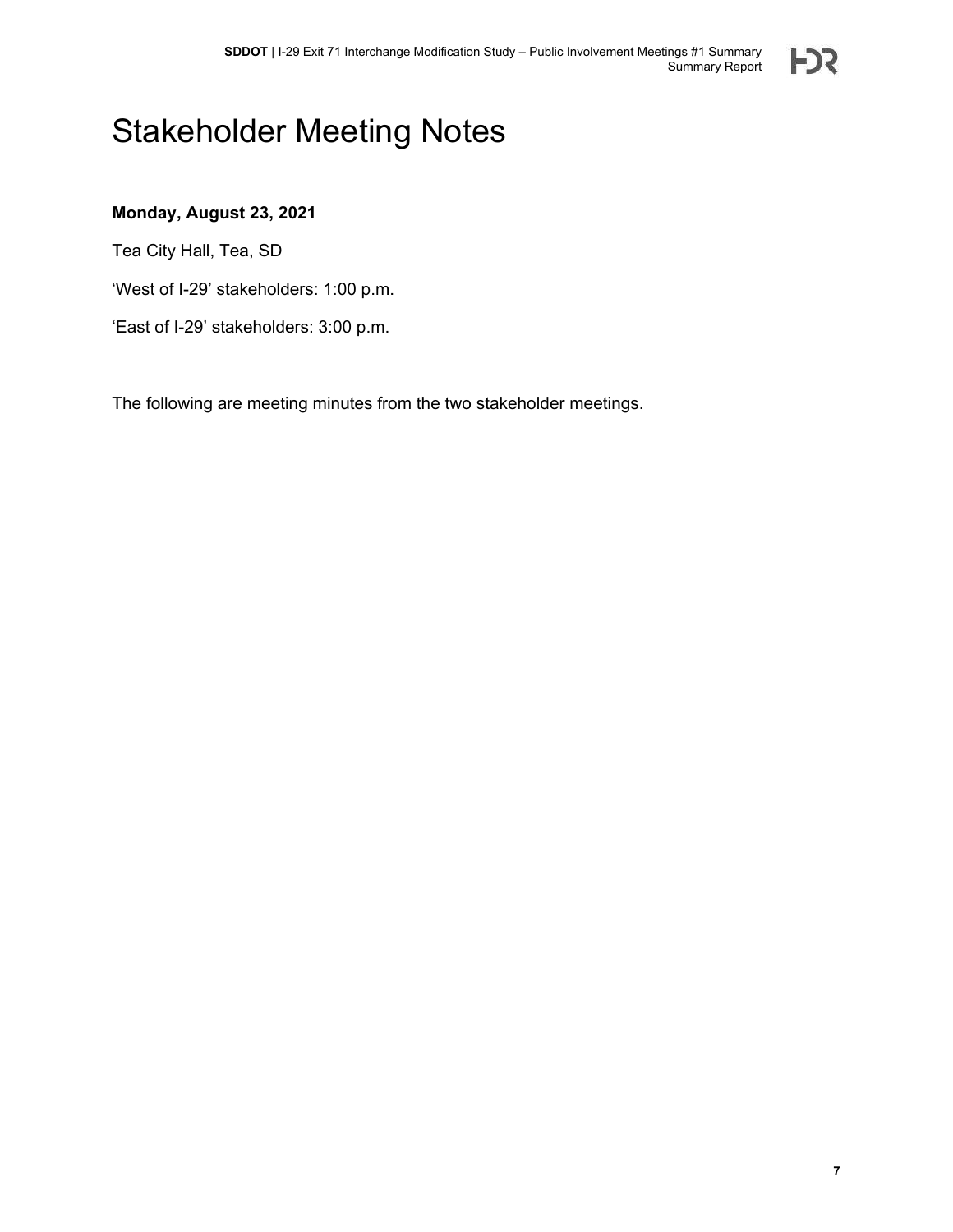# Stakeholder Meeting Notes

**Monday, August 23, 2021**

Tea City Hall, Tea, SD

'West of I-29' stakeholders: 1:00 p.m.

'East of I-29' stakeholders: 3:00 p.m.

The following are meeting minutes from the two stakeholder meetings.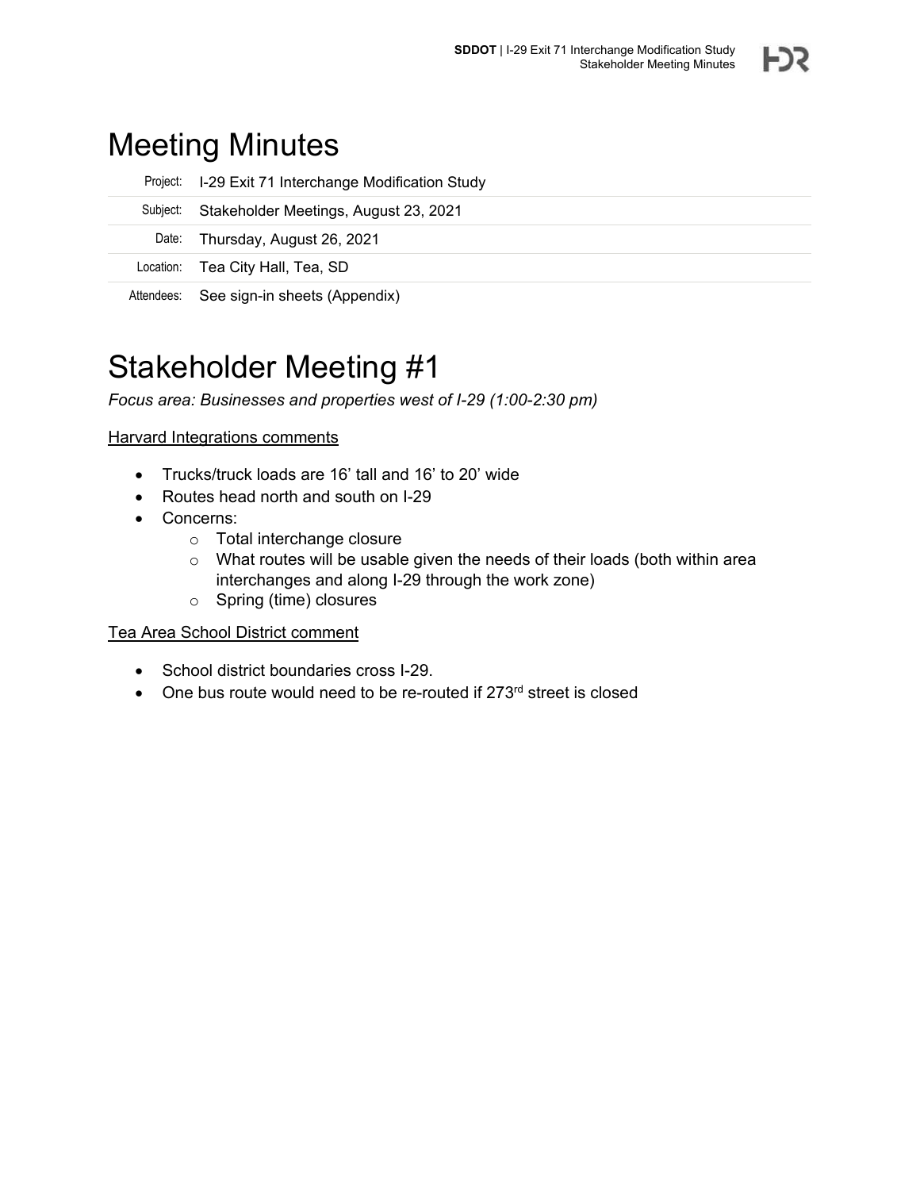# Meeting Minutes

| | |
|---|---|
| Project: | I-29 Exit 71 Interchange Modification Study |
| Subject: | Stakeholder Meetings, August 23, 2021 |
| Date: | Thursday, August 26, 2021 |
| Location: | Tea City Hall, Tea, SD |
| Attendees: | See sign-in sheets (Appendix) |

# Stakeholder Meeting #1

*Focus area: Businesses and properties west of I-29 (1:00-2:30 pm)*

<u>Harvard Integrations comments</u>

- Trucks/truck loads are 16' tall and 16' to 20' wide
- Routes head north and south on I-29
- Concerns:
  - Total interchange closure
  - What routes will be usable given the needs of their loads (both within area interchanges and along I-29 through the work zone)
  - Spring (time) closures

<u>Tea Area School District comment</u>

- School district boundaries cross I-29.
- One bus route would need to be re-routed if 273rd street is closed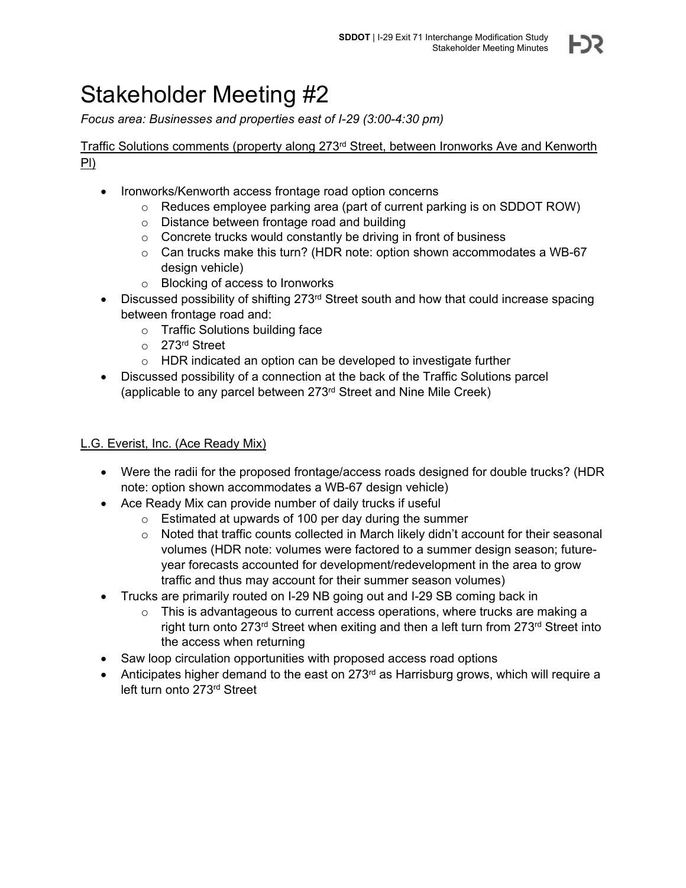# Stakeholder Meeting #2

*Focus area: Businesses and properties east of I-29 (3:00-4:30 pm)*

Traffic Solutions comments (property along 273rd Street, between Ironworks Ave and Kenworth Pl)

- Ironworks/Kenworth access frontage road option concerns
  - Reduces employee parking area (part of current parking is on SDDOT ROW)
  - Distance between frontage road and building
  - Concrete trucks would constantly be driving in front of business
  - Can trucks make this turn? (HDR note: option shown accommodates a WB-67 design vehicle)
  - Blocking of access to Ironworks
- Discussed possibility of shifting 273rd Street south and how that could increase spacing between frontage road and:
  - Traffic Solutions building face
  - 273rd Street
  - HDR indicated an option can be developed to investigate further
- Discussed possibility of a connection at the back of the Traffic Solutions parcel (applicable to any parcel between 273rd Street and Nine Mile Creek)

L.G. Everist, Inc. (Ace Ready Mix)

- Were the radii for the proposed frontage/access roads designed for double trucks? (HDR note: option shown accommodates a WB-67 design vehicle)
- Ace Ready Mix can provide number of daily trucks if useful
  - Estimated at upwards of 100 per day during the summer
  - Noted that traffic counts collected in March likely didn't account for their seasonal volumes (HDR note: volumes were factored to a summer design season; future-year forecasts accounted for development/redevelopment in the area to grow traffic and thus may account for their summer season volumes)
- Trucks are primarily routed on I-29 NB going out and I-29 SB coming back in
  - This is advantageous to current access operations, where trucks are making a right turn onto 273rd Street when exiting and then a left turn from 273rd Street into the access when returning
- Saw loop circulation opportunities with proposed access road options
- Anticipates higher demand to the east on 273rd as Harrisburg grows, which will require a left turn onto 273rd Street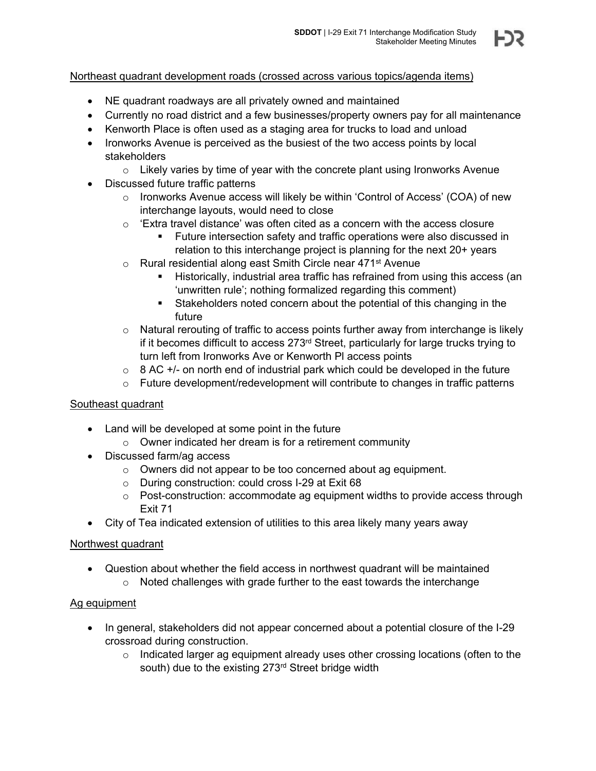Northeast quadrant development roads (crossed across various topics/agenda items)

- NE quadrant roadways are all privately owned and maintained
- Currently no road district and a few businesses/property owners pay for all maintenance
- Kenworth Place is often used as a staging area for trucks to load and unload
- Ironworks Avenue is perceived as the busiest of the two access points by local stakeholders
  - Likely varies by time of year with the concrete plant using Ironworks Avenue
- Discussed future traffic patterns
  - Ironworks Avenue access will likely be within 'Control of Access' (COA) of new interchange layouts, would need to close
  - 'Extra travel distance' was often cited as a concern with the access closure
    - Future intersection safety and traffic operations were also discussed in relation to this interchange project is planning for the next 20+ years
  - Rural residential along east Smith Circle near 471st Avenue
    - Historically, industrial area traffic has refrained from using this access (an 'unwritten rule'; nothing formalized regarding this comment)
    - Stakeholders noted concern about the potential of this changing in the future
  - Natural rerouting of traffic to access points further away from interchange is likely if it becomes difficult to access 273rd Street, particularly for large trucks trying to turn left from Ironworks Ave or Kenworth Pl access points
  - 8 AC +/- on north end of industrial park which could be developed in the future
  - Future development/redevelopment will contribute to changes in traffic patterns

Southeast quadrant

- Land will be developed at some point in the future
  - Owner indicated her dream is for a retirement community
- Discussed farm/ag access
  - Owners did not appear to be too concerned about ag equipment.
  - During construction: could cross I-29 at Exit 68
  - Post-construction: accommodate ag equipment widths to provide access through Exit 71
- City of Tea indicated extension of utilities to this area likely many years away

Northwest quadrant

- Question about whether the field access in northwest quadrant will be maintained
  - Noted challenges with grade further to the east towards the interchange

Ag equipment

- In general, stakeholders did not appear concerned about a potential closure of the I-29 crossroad during construction.
  - Indicated larger ag equipment already uses other crossing locations (often to the south) due to the existing 273rd Street bridge width